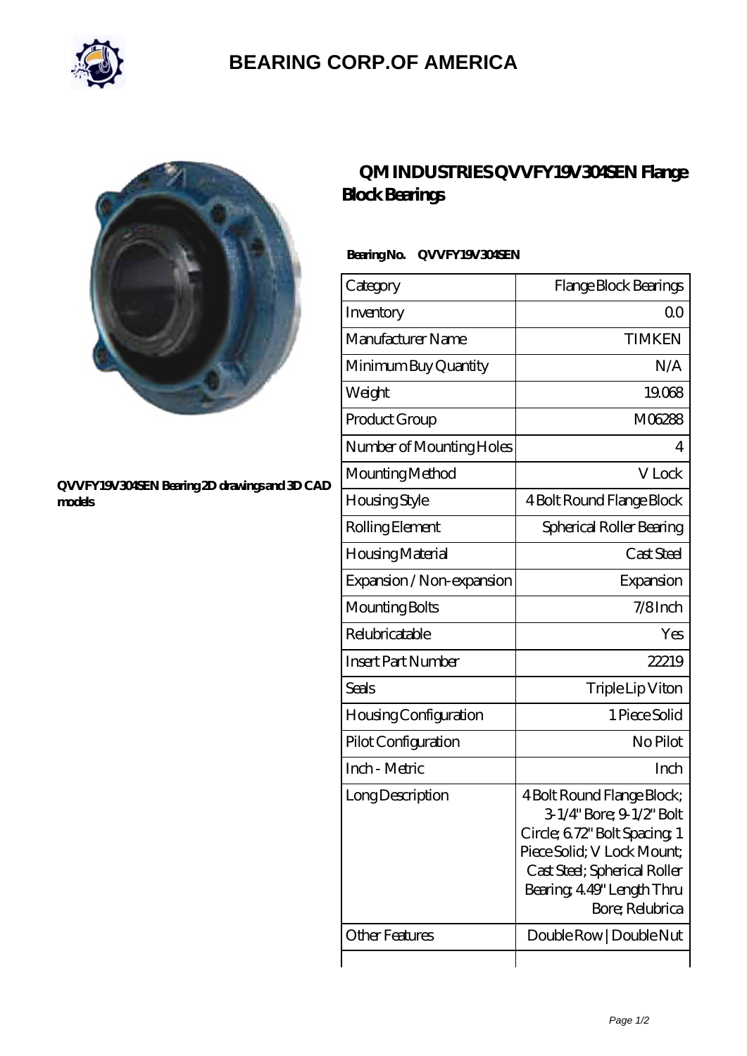# BEARING CORP.OF AMERICA

QVVFY19V304SEN Bearing 2D drawings and 3D CAD models

## QM INDUSTRIES QVVFY19V304SEN Flange Block Bearings

**Bearing No. QVVFY19V304SEN**

| Category | Flange Block Bearings |
|---|---|
| Inventory | 0.0 |
| Manufacturer Name | TIMKEN |
| Minimum Buy Quantity | N/A |
| Weight | 19.068 |
| Product Group | M06288 |
| Number of Mounting Holes | 4 |
| Mounting Method | V Lock |
| Housing Style | 4 Bolt Round Flange Block |
| Rolling Element | Spherical Roller Bearing |
| Housing Material | Cast Steel |
| Expansion / Non-expansion | Expansion |
| Mounting Bolts | 7/8 Inch |
| Relubricatable | Yes |
| Insert Part Number | 22219 |
| Seals | Triple Lip Viton |
| Housing Configuration | 1 Piece Solid |
| Pilot Configuration | No Pilot |
| Inch - Metric | Inch |
| Long Description | 4 Bolt Round Flange Block; 3-1/4" Bore; 9-1/2" Bolt Circle; 6.72" Bolt Spacing; 1 Piece Solid; V Lock Mount; Cast Steel; Spherical Roller Bearing; 4.49" Length Thru Bore; Relubrica |
| Other Features | Double Row \| Double Nut |
| | |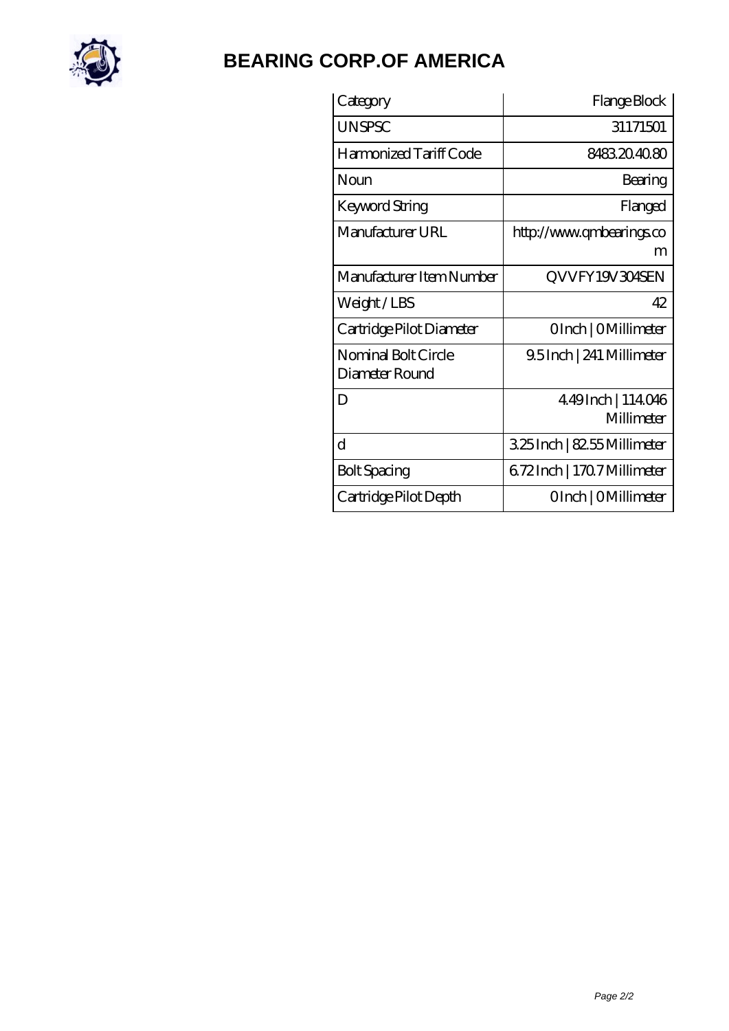# BEARING CORP.OF AMERICA

| | |
|---|---|
| Category | Flange Block |
| UNSPSC | 31171501 |
| Harmonized Tariff Code | 8483.20.40.80 |
| Noun | Bearing |
| Keyword String | Flanged |
| Manufacturer URL | http://www.qmbearings.com |
| Manufacturer Item Number | QVVFY19V304SEN |
| Weight / LBS | 42 |
| Cartridge Pilot Diameter | 0 Inch \| 0 Millimeter |
| Nominal Bolt Circle Diameter Round | 9.5 Inch \| 241 Millimeter |
| D | 4.49 Inch \| 114.046 Millimeter |
| d | 3.25 Inch \| 82.55 Millimeter |
| Bolt Spacing | 6.72 Inch \| 170.7 Millimeter |
| Cartridge Pilot Depth | 0 Inch \| 0 Millimeter |